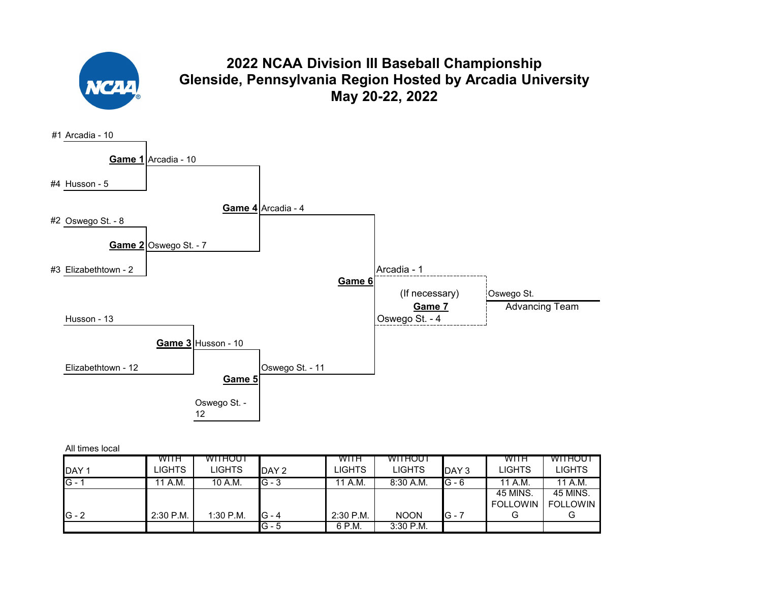# 2022 NCAA Division III Baseball Championship
# Glenside, Pennsylvania Region Hosted by Arcadia University
# May 20-22, 2022

#1 Arcadia - 10

**Game 1** Arcadia - 10

#4 Husson - 5

**Game 4** Arcadia - 4

#2 Oswego St. - 8

**Game 2** Oswego St. - 7

#3 Elizabethtown - 2

Arcadia - 1

**Game 6**

(If necessary)

**Game 7**

Oswego St.

Advancing Team

Oswego St. - 4

Husson - 13

**Game 3** Husson - 10

Elizabethtown - 12

Oswego St. - 11

**Game 5**

Oswego St. - 12

All times local

| DAY 1 | WITH LIGHTS | WITHOUT LIGHTS | DAY 2 | WITH LIGHTS | WITHOUT LIGHTS | DAY 3 | WITH LIGHTS | WITHOUT LIGHTS |
|---|---|---|---|---|---|---|---|---|
| G - 1 | 11 A.M. | 10 A.M. | G - 3 | 11 A.M. | 8:30 A.M. | G - 6 | 11 A.M. | 11 A.M. |
| G - 2 | 2:30 P.M. | 1:30 P.M. | G - 4 | 2:30 P.M. | NOON | G - 7 | 45 MINS. FOLLOWING | 45 MINS. FOLLOWING |
| | | | G - 5 | 6 P.M. | 3:30 P.M. | | | |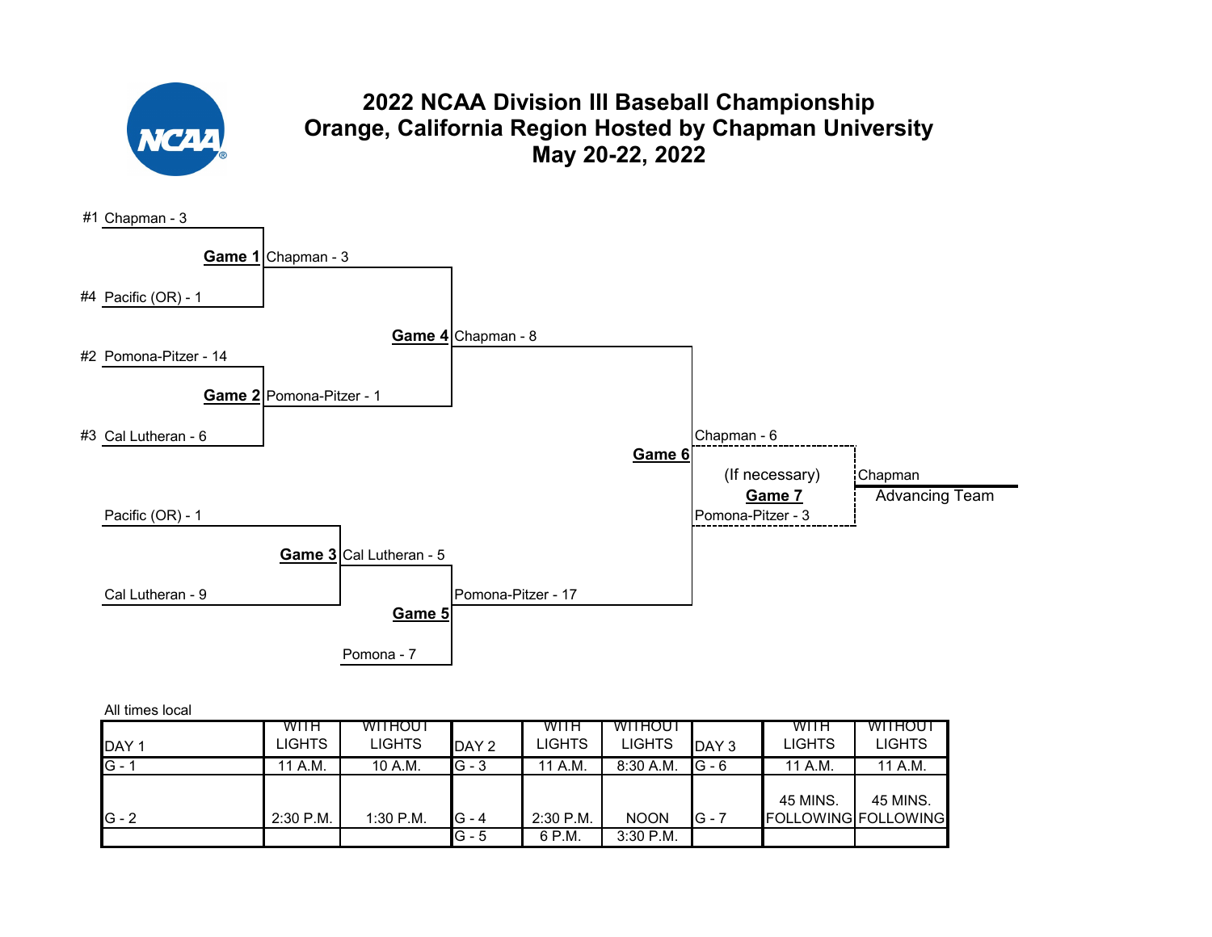# 2022 NCAA Division III Baseball Championship
## Orange, California Region Hosted by Chapman University
## May 20-22, 2022

#1 Chapman - 3

**Game 1** Chapman - 3

#4 Pacific (OR) - 1

**Game 4** Chapman - 8

#2 Pomona-Pitzer - 14

**Game 2** Pomona-Pitzer - 1

#3 Cal Lutheran - 6

**Game 6** Chapman - 6

(If necessary)
**Game 7**

Pomona-Pitzer - 3

Chapman
Advancing Team

Pacific (OR) - 1

**Game 3** Cal Lutheran - 5

Cal Lutheran - 9

**Game 5** Pomona-Pitzer - 17

Pomona - 7

All times local

| DAY 1 | WITH LIGHTS | WITHOUT LIGHTS | DAY 2 | WITH LIGHTS | WITHOUT LIGHTS | DAY 3 | WITH LIGHTS | WITHOUT LIGHTS |
|---|---|---|---|---|---|---|---|---|
| G - 1 | 11 A.M. | 10 A.M. | G - 3 | 11 A.M. | 8:30 A.M. | G - 6 | 11 A.M. | 11 A.M. |
| G - 2 | 2:30 P.M. | 1:30 P.M. | G - 4 | 2:30 P.M. | NOON | G - 7 | 45 MINS. FOLLOWING | 45 MINS. FOLLOWING |
| | | | G - 5 | 6 P.M. | 3:30 P.M. | | | |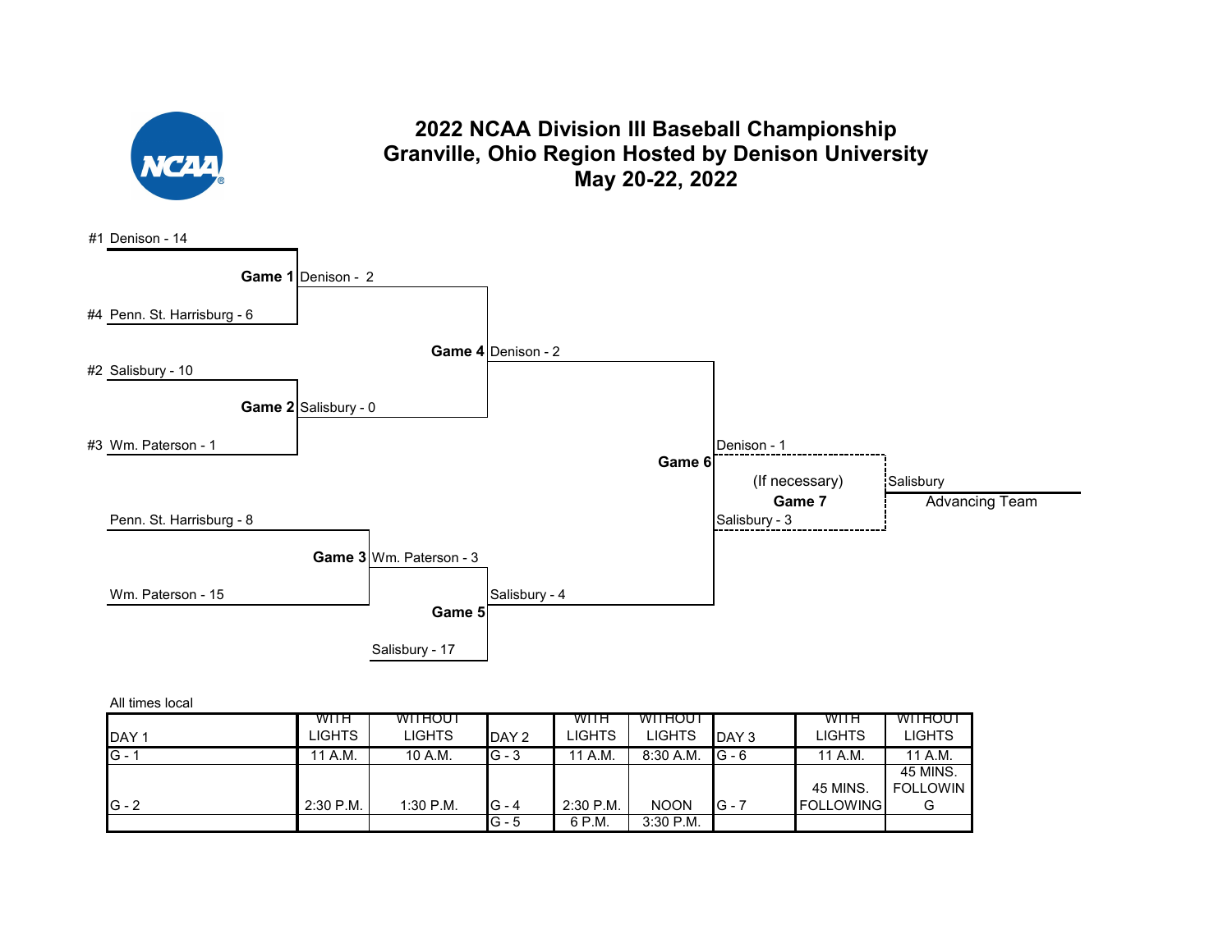# 2022 NCAA Division III Baseball Championship
# Granville, Ohio Region Hosted by Denison University
# May 20-22, 2022

#1 Denison - 14

**Game 1** Denison - 2

#4 Penn. St. Harrisburg - 6

**Game 4** Denison - 2

#2 Salisbury - 10

**Game 2** Salisbury - 0

#3 Wm. Paterson - 1

Denison - 1

**Game 6**

(If necessary)

**Game 7**

Salisbury

Advancing Team

Salisbury - 3

Penn. St. Harrisburg - 8

**Game 3** Wm. Paterson - 3

Wm. Paterson - 15

Salisbury - 4

**Game 5**

Salisbury - 17

All times local

| DAY 1 | WITH LIGHTS | WITHOUT LIGHTS | DAY 2 | WITH LIGHTS | WITHOUT LIGHTS | DAY 3 | WITH LIGHTS | WITHOUT LIGHTS |
|---|---|---|---|---|---|---|---|---|
| G - 1 | 11 A.M. | 10 A.M. | G - 3 | 11 A.M. | 8:30 A.M. | G - 6 | 11 A.M. | 11 A.M. |
| G - 2 | 2:30 P.M. | 1:30 P.M. | G - 4 | 2:30 P.M. | NOON | G - 7 | 45 MINS. FOLLOWING | 45 MINS. FOLLOWING |
| | | | G - 5 | 6 P.M. | 3:30 P.M. | | | |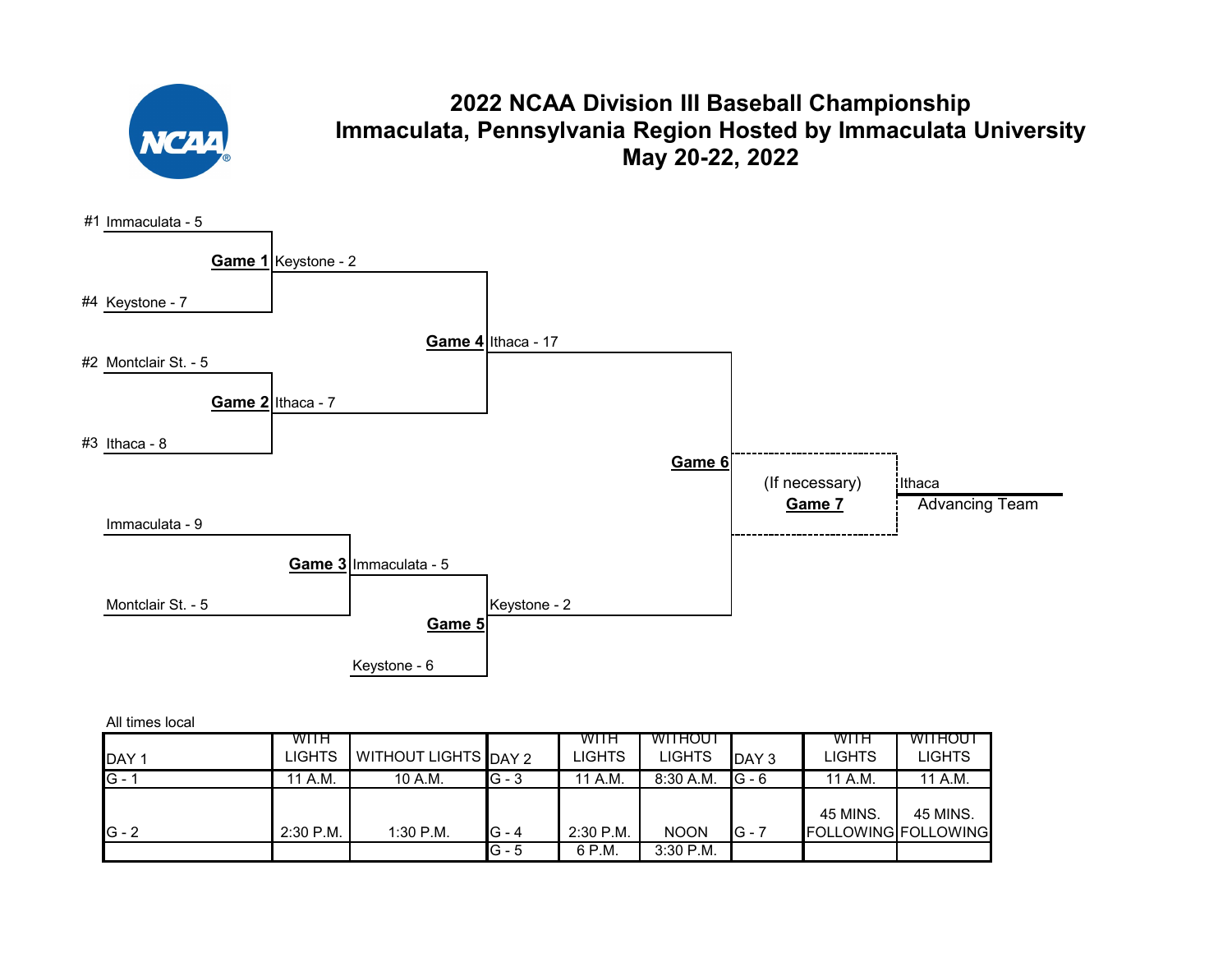# 2022 NCAA Division III Baseball Championship
## Immaculata, Pennsylvania Region Hosted by Immaculata University
## May 20-22, 2022

#1 Immaculata - 5

**Game 1** Keystone - 2

#4 Keystone - 7

**Game 4** Ithaca - 17

#2 Montclair St. - 5

**Game 2** Ithaca - 7

#3 Ithaca - 8

**Game 6**

(If necessary)
**Game 7**

Ithaca
Advancing Team

Immaculata - 9

**Game 3** Immaculata - 5

Montclair St. - 5

Keystone - 2

**Game 5**

Keystone - 6

All times local

| DAY 1 | WITH LIGHTS | WITHOUT LIGHTS | DAY 2 | WITH LIGHTS | WITHOUT LIGHTS | DAY 3 | WITH LIGHTS | WITHOUT LIGHTS |
|---|---|---|---|---|---|---|---|---|
| G - 1 | 11 A.M. | 10 A.M. | G - 3 | 11 A.M. | 8:30 A.M. | G - 6 | 11 A.M. | 11 A.M. |
| G - 2 | 2:30 P.M. | 1:30 P.M. | G - 4 | 2:30 P.M. | NOON | G - 7 | 45 MINS. FOLLOWING | 45 MINS. FOLLOWING |
| | | | G - 5 | 6 P.M. | 3:30 P.M. | | | |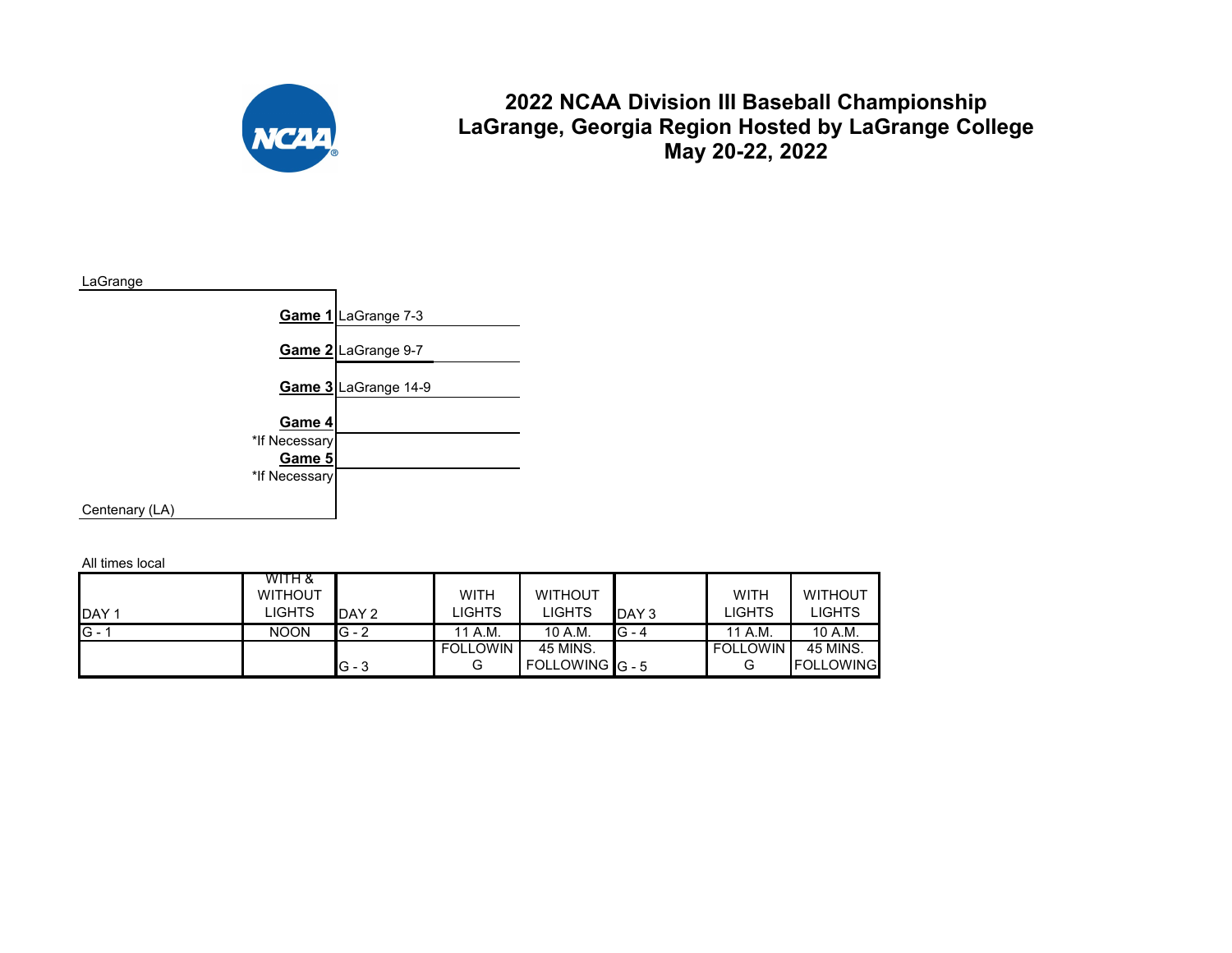# 2022 NCAA Division III Baseball Championship
## LaGrange, Georgia Region Hosted by LaGrange College
## May 20-22, 2022

LaGrange

| | |
|---|---|
| **Game 1** | LaGrange 7-3 |
| **Game 2** | LaGrange 9-7 |
| **Game 3** | LaGrange 14-9 |
| **Game 4** *If Necessary | |
| **Game 5** *If Necessary | |

Centenary (LA)

All times local

| DAY 1 | WITH & WITHOUT LIGHTS | DAY 2 | WITH LIGHTS | WITHOUT LIGHTS | DAY 3 | WITH LIGHTS | WITHOUT LIGHTS |
|---|---|---|---|---|---|---|---|
| G - 1 | NOON | G - 2 | 11 A.M. | 10 A.M. | G - 4 | 11 A.M. | 10 A.M. |
| | | G - 3 | FOLLOWING | 45 MINS. FOLLOWING | G - 5 | FOLLOWING | 45 MINS. FOLLOWING |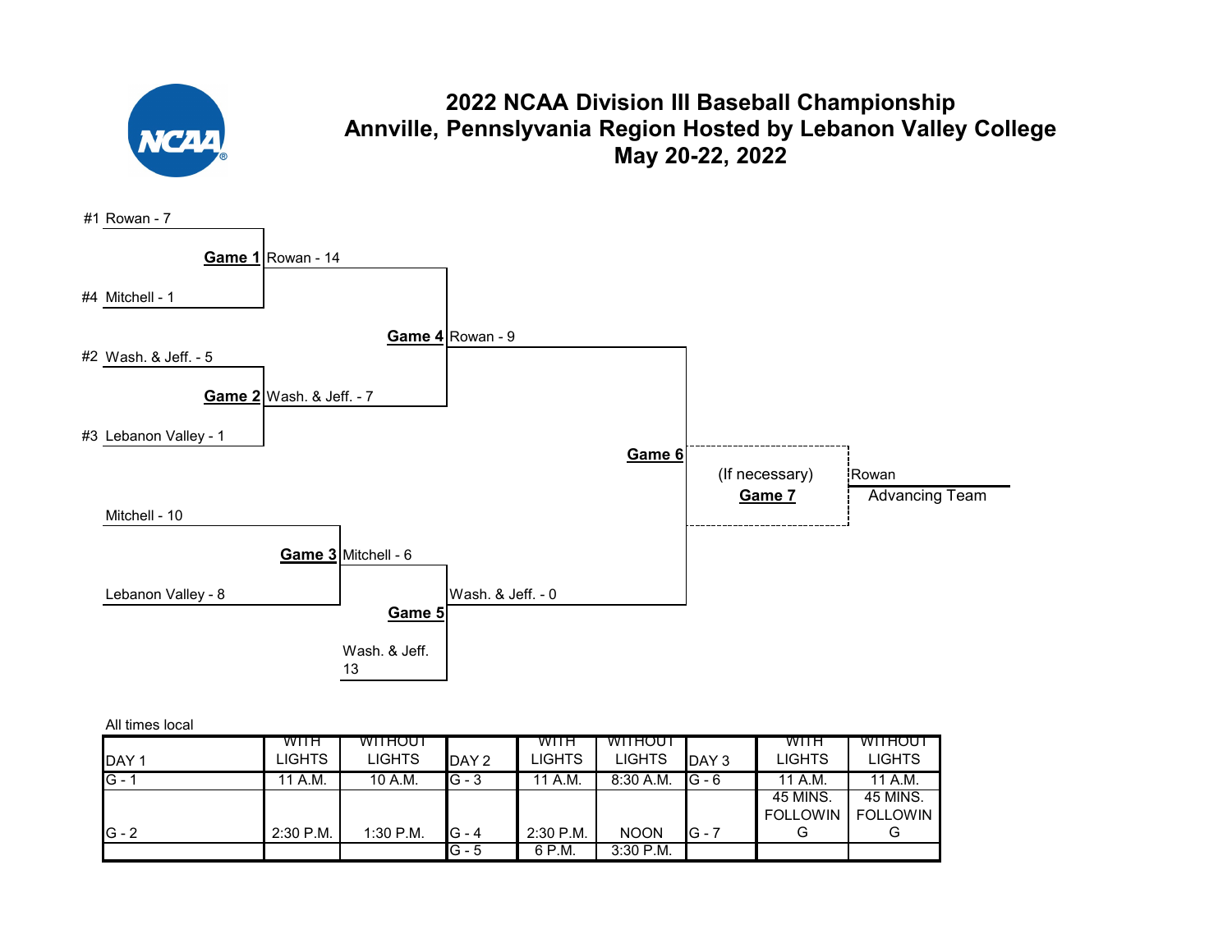# 2022 NCAA Division III Baseball Championship
## Annville, Pennsylvania Region Hosted by Lebanon Valley College
## May 20-22, 2022

#1 Rowan - 7

**Game 1** Rowan - 14

#4 Mitchell - 1

**Game 4** Rowan - 9

#2 Wash. & Jeff. - 5

**Game 2** Wash. & Jeff. - 7

#3 Lebanon Valley - 1

**Game 6**

(If necessary)
**Game 7**

Rowan
Advancing Team

Mitchell - 10

**Game 3** Mitchell - 6

Lebanon Valley - 8

Wash. & Jeff. - 0

**Game 5**

Wash. & Jeff. 13

All times local

| DAY 1 | WITH LIGHTS | WITHOUT LIGHTS | DAY 2 | WITH LIGHTS | WITHOUT LIGHTS | DAY 3 | WITH LIGHTS | WITHOUT LIGHTS |
|---|---|---|---|---|---|---|---|---|
| G - 1 | 11 A.M. | 10 A.M. | G - 3 | 11 A.M. | 8:30 A.M. | G - 6 | 11 A.M. | 11 A.M. |
| G - 2 | 2:30 P.M. | 1:30 P.M. | G - 4 | 2:30 P.M. | NOON | G - 7 | 45 MINS. FOLLOWING | 45 MINS. FOLLOWING |
| | | | G - 5 | 6 P.M. | 3:30 P.M. | | | |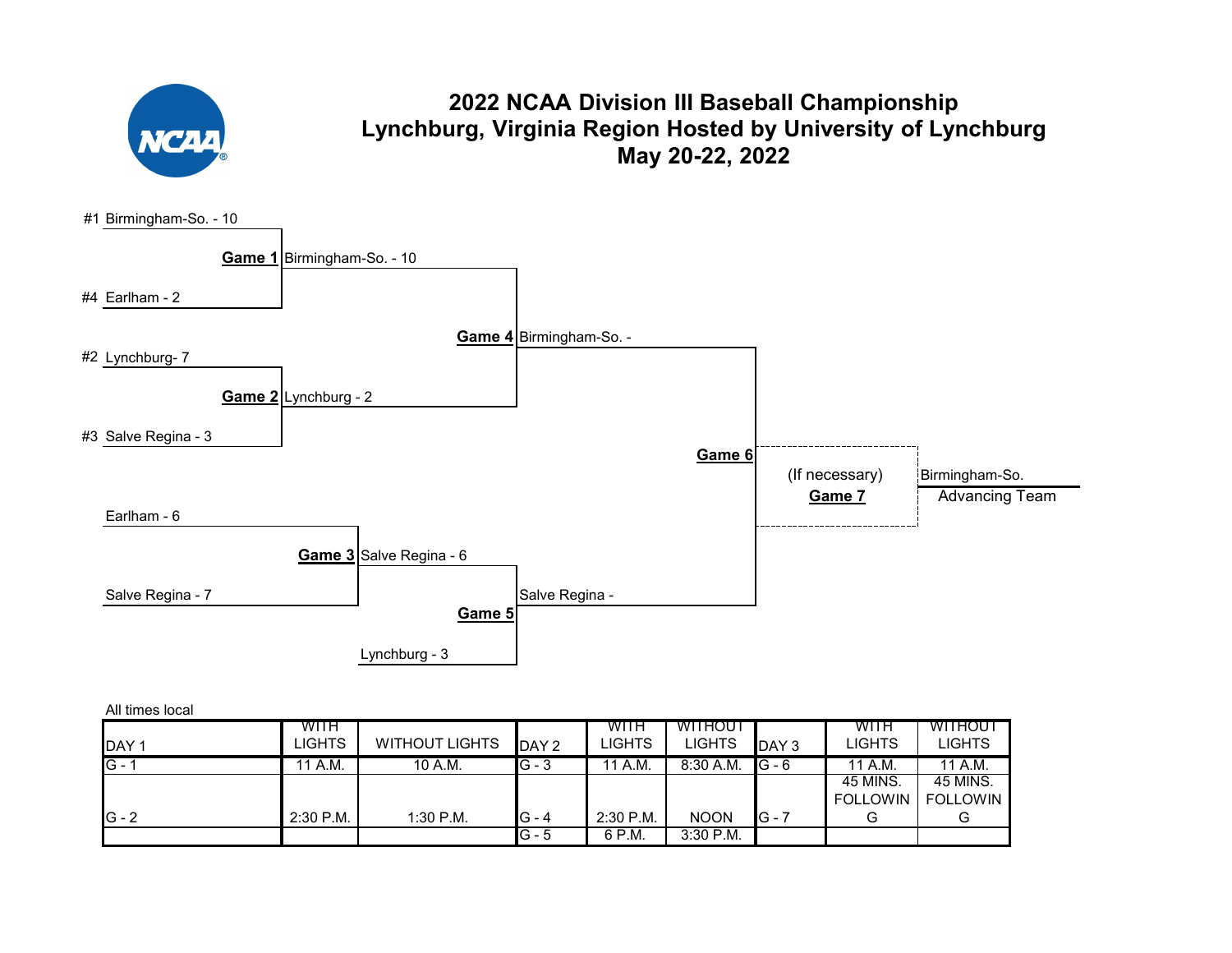## 2022 NCAA Division III Baseball Championship
## Lynchburg, Virginia Region Hosted by University of Lynchburg
## May 20-22, 2022

#1 Birmingham-So. - 10

**Game 1** Birmingham-So. - 10

#4 Earlham - 2

**Game 4** Birmingham-So. -

#2 Lynchburg- 7

**Game 2** Lynchburg - 2

#3 Salve Regina - 3

**Game 6**

(If necessary)

**Game 7**

Birmingham-So.

Advancing Team

Earlham - 6

**Game 3** Salve Regina - 6

Salve Regina - 7

Salve Regina -

**Game 5**

Lynchburg - 3

All times local

| DAY 1 | WITH LIGHTS | WITHOUT LIGHTS | DAY 2 | WITH LIGHTS | WITHOUT LIGHTS | DAY 3 | WITH LIGHTS | WITHOUT LIGHTS |
|---|---|---|---|---|---|---|---|---|
| G - 1 | 11 A.M. | 10 A.M. | G - 3 | 11 A.M. | 8:30 A.M. | G - 6 | 11 A.M. | 11 A.M. |
| G - 2 | 2:30 P.M. | 1:30 P.M. | G - 4 | 2:30 P.M. | NOON | G - 7 | 45 MINS. FOLLOWING | 45 MINS. FOLLOWING |
| | | | G - 5 | 6 P.M. | 3:30 P.M. | | | |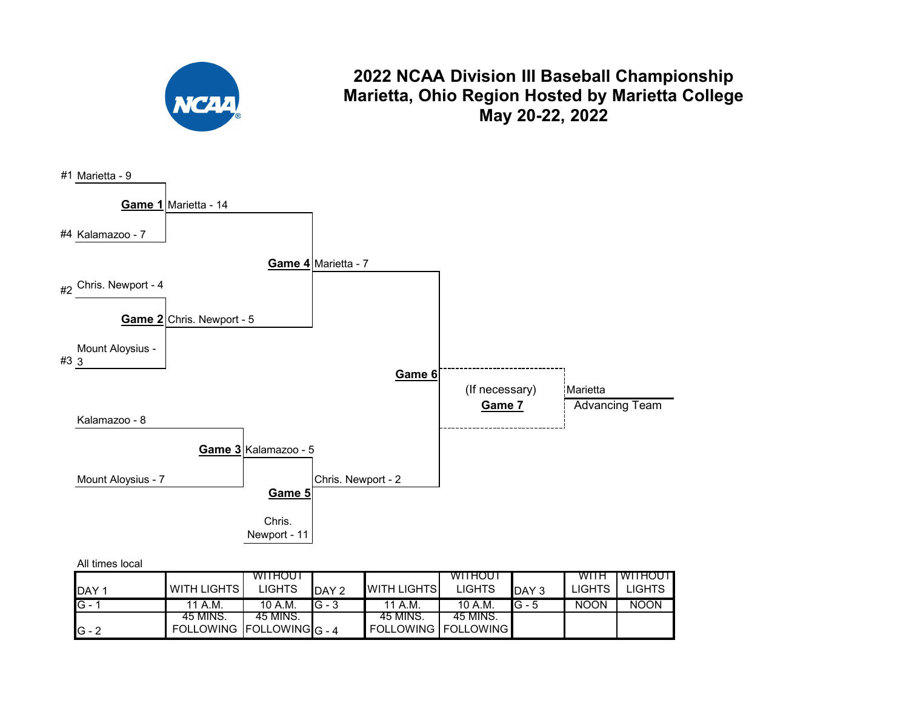# 2022 NCAA Division III Baseball Championship
## Marietta, Ohio Region Hosted by Marietta College
## May 20-22, 2022

#1 Marietta - 9

**Game 1** Marietta - 14

#4 Kalamazoo - 7

**Game 4** Marietta - 7

#2 Chris. Newport - 4

**Game 2** Chris. Newport - 5

#3 Mount Aloysius - 3

**Game 6**

(If necessary)
**Game 7**

Marietta
Advancing Team

Kalamazoo - 8

**Game 3** Kalamazoo - 5

Mount Aloysius - 7

Chris. Newport - 2

**Game 5**

Chris. Newport - 11

All times local

| DAY 1 | WITH LIGHTS | WITHOUT LIGHTS | DAY 2 | WITH LIGHTS | WITHOUT LIGHTS | DAY 3 | WITH LIGHTS | WITHOUT LIGHTS |
|---|---|---|---|---|---|---|---|---|
| G - 1 | 11 A.M. | 10 A.M. | G - 3 | 11 A.M. | 10 A.M. | G - 5 | NOON | NOON |
| G - 2 | 45 MINS. FOLLOWING | 45 MINS. FOLLOWING | G - 4 | 45 MINS. FOLLOWING | 45 MINS. FOLLOWING | | | |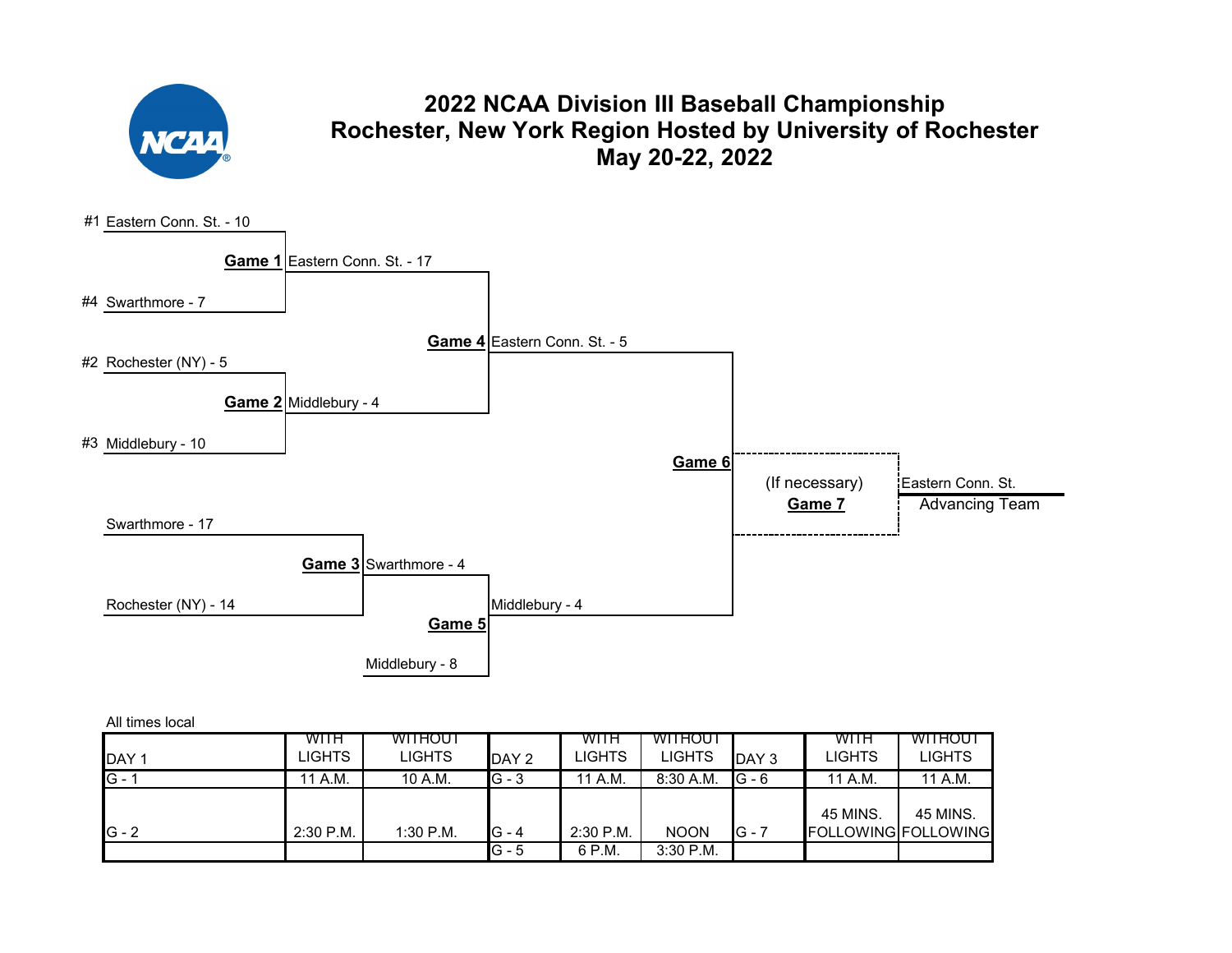# 2022 NCAA Division III Baseball Championship
# Rochester, New York Region Hosted by University of Rochester
# May 20-22, 2022

#1 Eastern Conn. St. - 10

**Game 1** Eastern Conn. St. - 17

#4 Swarthmore - 7

**Game 4** Eastern Conn. St. - 5

#2 Rochester (NY) - 5

**Game 2** Middlebury - 4

#3 Middlebury - 10

**Game 6**

(If necessary)
**Game 7**

Eastern Conn. St.
Advancing Team

Swarthmore - 17

**Game 3** Swarthmore - 4

Rochester (NY) - 14

Middlebury - 4

**Game 5**

Middlebury - 8

All times local

| DAY 1 | WITH LIGHTS | WITHOUT LIGHTS | DAY 2 | WITH LIGHTS | WITHOUT LIGHTS | DAY 3 | WITH LIGHTS | WITHOUT LIGHTS |
|---|---|---|---|---|---|---|---|---|
| G - 1 | 11 A.M. | 10 A.M. | G - 3 | 11 A.M. | 8:30 A.M. | G - 6 | 11 A.M. | 11 A.M. |
| G - 2 | 2:30 P.M. | 1:30 P.M. | G - 4 | 2:30 P.M. | NOON | G - 7 | 45 MINS. FOLLOWING | 45 MINS. FOLLOWING |
| | | | G - 5 | 6 P.M. | 3:30 P.M. | | | |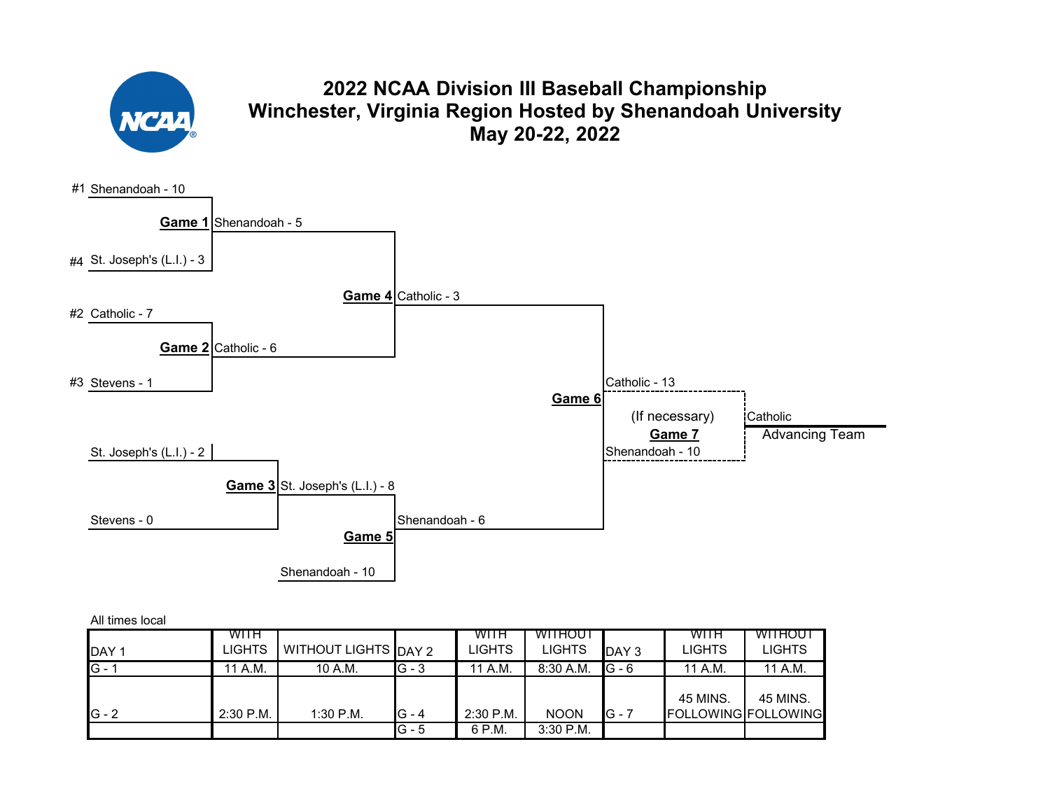# 2022 NCAA Division III Baseball Championship
## Winchester, Virginia Region Hosted by Shenandoah University
## May 20-22, 2022

#1 Shenandoah - 10

**Game 1** Shenandoah - 5

#4 St. Joseph's (L.I.) - 3

**Game 4** Catholic - 3

#2 Catholic - 7

**Game 2** Catholic - 6

#3 Stevens - 1

Catholic - 13

**Game 6**

(If necessary)

**Game 7**

Shenandoah - 10

Catholic

Advancing Team

St. Joseph's (L.I.) - 2

**Game 3** St. Joseph's (L.I.) - 8

Stevens - 0

Shenandoah - 6

**Game 5**

Shenandoah - 10

All times local

| DAY 1 | WITH LIGHTS | WITHOUT LIGHTS | DAY 2 | WITH LIGHTS | WITHOUT LIGHTS | DAY 3 | WITH LIGHTS | WITHOUT LIGHTS |
|---|---|---|---|---|---|---|---|---|
| G - 1 | 11 A.M. | 10 A.M. | G - 3 | 11 A.M. | 8:30 A.M. | G - 6 | 11 A.M. | 11 A.M. |
| G - 2 | 2:30 P.M. | 1:30 P.M. | G - 4 | 2:30 P.M. | NOON | G - 7 | 45 MINS. FOLLOWING | 45 MINS. FOLLOWING |
| | | | G - 5 | 6 P.M. | 3:30 P.M. | | | |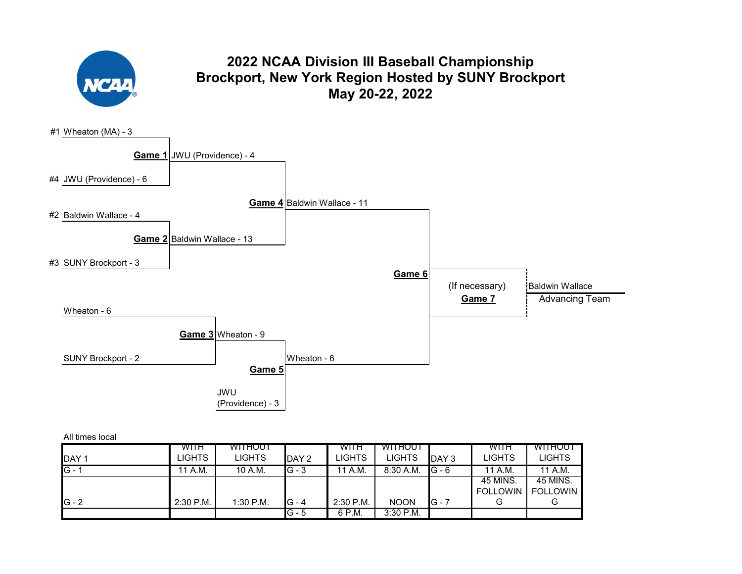# 2022 NCAA Division III Baseball Championship
# Brockport, New York Region Hosted by SUNY Brockport
# May 20-22, 2022

#1 Wheaton (MA) - 3

**Game 1** JWU (Providence) - 4

#4 JWU (Providence) - 6

**Game 4** Baldwin Wallace - 11

#2 Baldwin Wallace - 4

**Game 2** Baldwin Wallace - 13

#3 SUNY Brockport - 3

**Game 6**

(If necessary)
**Game 7**

Baldwin Wallace
Advancing Team

Wheaton - 6

**Game 3** Wheaton - 9

SUNY Brockport - 2

Wheaton - 6

**Game 5**

JWU (Providence) - 3

All times local

| DAY 1 | WITH LIGHTS | WITHOUT LIGHTS | DAY 2 | WITH LIGHTS | WITHOUT LIGHTS | DAY 3 | WITH LIGHTS | WITHOUT LIGHTS |
|---|---|---|---|---|---|---|---|---|
| G - 1 | 11 A.M. | 10 A.M. | G - 3 | 11 A.M. | 8:30 A.M. | G - 6 | 11 A.M. | 11 A.M. |
| G - 2 | 2:30 P.M. | 1:30 P.M. | G - 4 | 2:30 P.M. | NOON | G - 7 | 45 MINS. FOLLOWING | 45 MINS. FOLLOWING |
| | | | G - 5 | 6 P.M. | 3:30 P.M. | | | |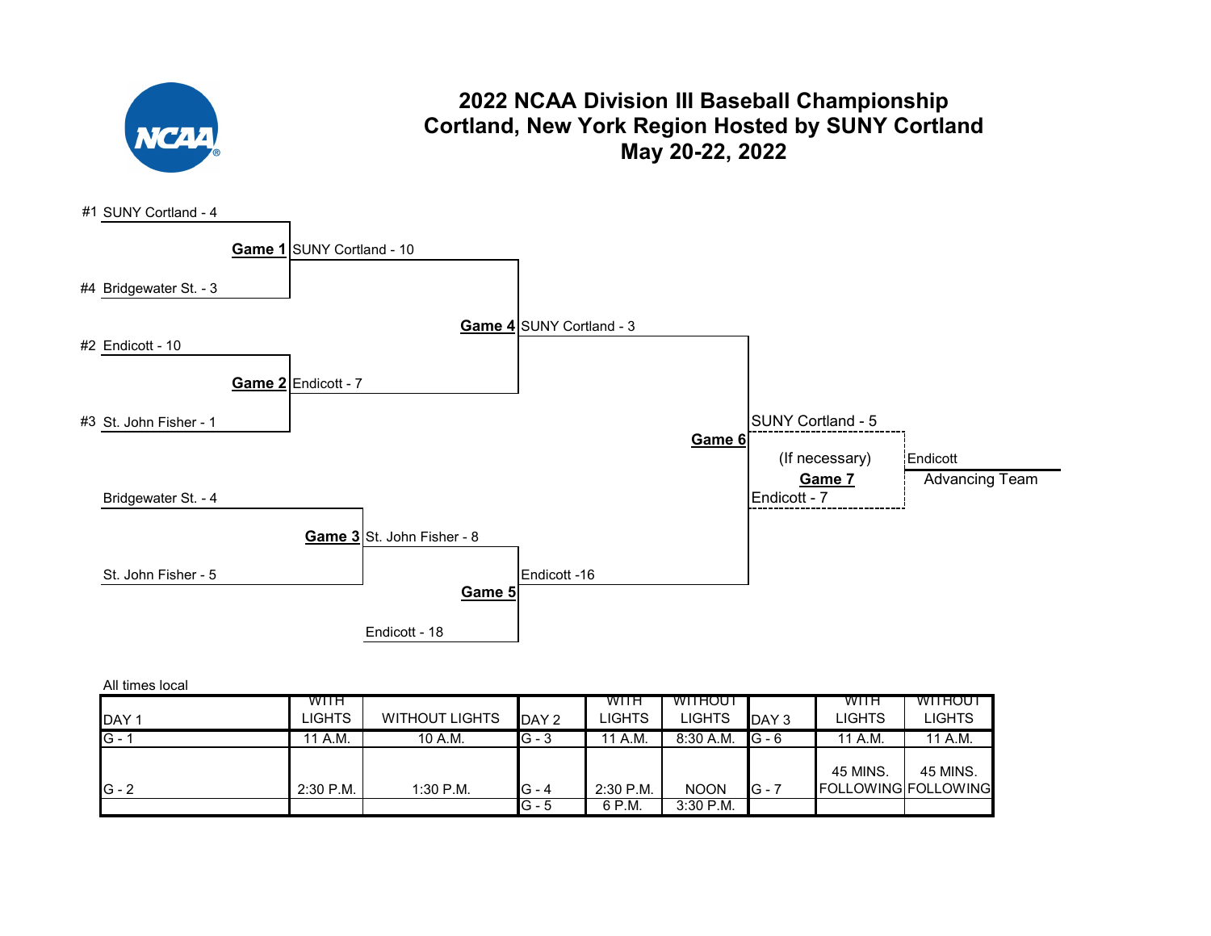# 2022 NCAA Division III Baseball Championship
## Cortland, New York Region Hosted by SUNY Cortland
## May 20-22, 2022

#1 SUNY Cortland - 4

**Game 1** SUNY Cortland - 10

#4 Bridgewater St. - 3

**Game 4** SUNY Cortland - 3

#2 Endicott - 10

**Game 2** Endicott - 7

#3 St. John Fisher - 1

**Game 6** SUNY Cortland - 5

(If necessary)
**Game 7**

Endicott - 7

Endicott
Advancing Team

Bridgewater St. - 4

**Game 3** St. John Fisher - 8

St. John Fisher - 5

**Game 5** Endicott -16

Endicott - 18

All times local

| DAY 1 | WITH LIGHTS | WITHOUT LIGHTS | DAY 2 | WITH LIGHTS | WITHOUT LIGHTS | DAY 3 | WITH LIGHTS | WITHOUT LIGHTS |
|---|---|---|---|---|---|---|---|---|
| G - 1 | 11 A.M. | 10 A.M. | G - 3 | 11 A.M. | 8:30 A.M. | G - 6 | 11 A.M. | 11 A.M. |
| G - 2 | 2:30 P.M. | 1:30 P.M. | G - 4 | 2:30 P.M. | NOON | G - 7 | 45 MINS. FOLLOWING | 45 MINS. FOLLOWING |
| | | | G - 5 | 6 P.M. | 3:30 P.M. | | | |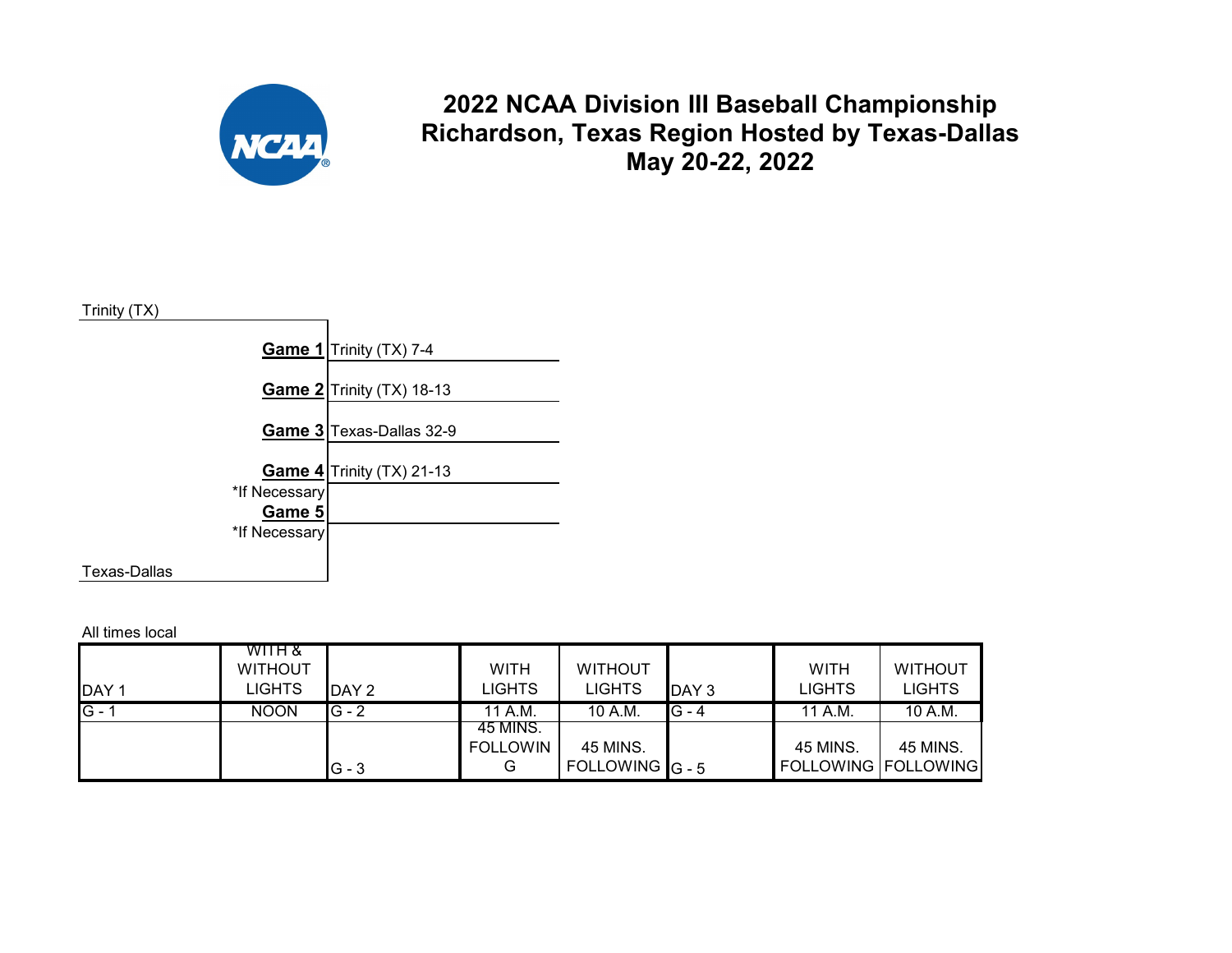# 2022 NCAA Division III Baseball Championship
# Richardson, Texas Region Hosted by Texas-Dallas
# May 20-22, 2022

Trinity (TX)

**Game 1** Trinity (TX) 7-4

**Game 2** Trinity (TX) 18-13

**Game 3** Texas-Dallas 32-9

**Game 4** Trinity (TX) 21-13

*If Necessary

**Game 5**

*If Necessary

Texas-Dallas

All times local

| DAY 1 | WITH & WITHOUT LIGHTS | DAY 2 | WITH LIGHTS | WITHOUT LIGHTS | DAY 3 | WITH LIGHTS | WITHOUT LIGHTS |
|---|---|---|---|---|---|---|---|
| G - 1 | NOON | G - 2 | 11 A.M. | 10 A.M. | G - 4 | 11 A.M. | 10 A.M. |
| | | G - 3 | 45 MINS. FOLLOWING | 45 MINS. FOLLOWING | G - 5 | 45 MINS. FOLLOWING | 45 MINS. FOLLOWING |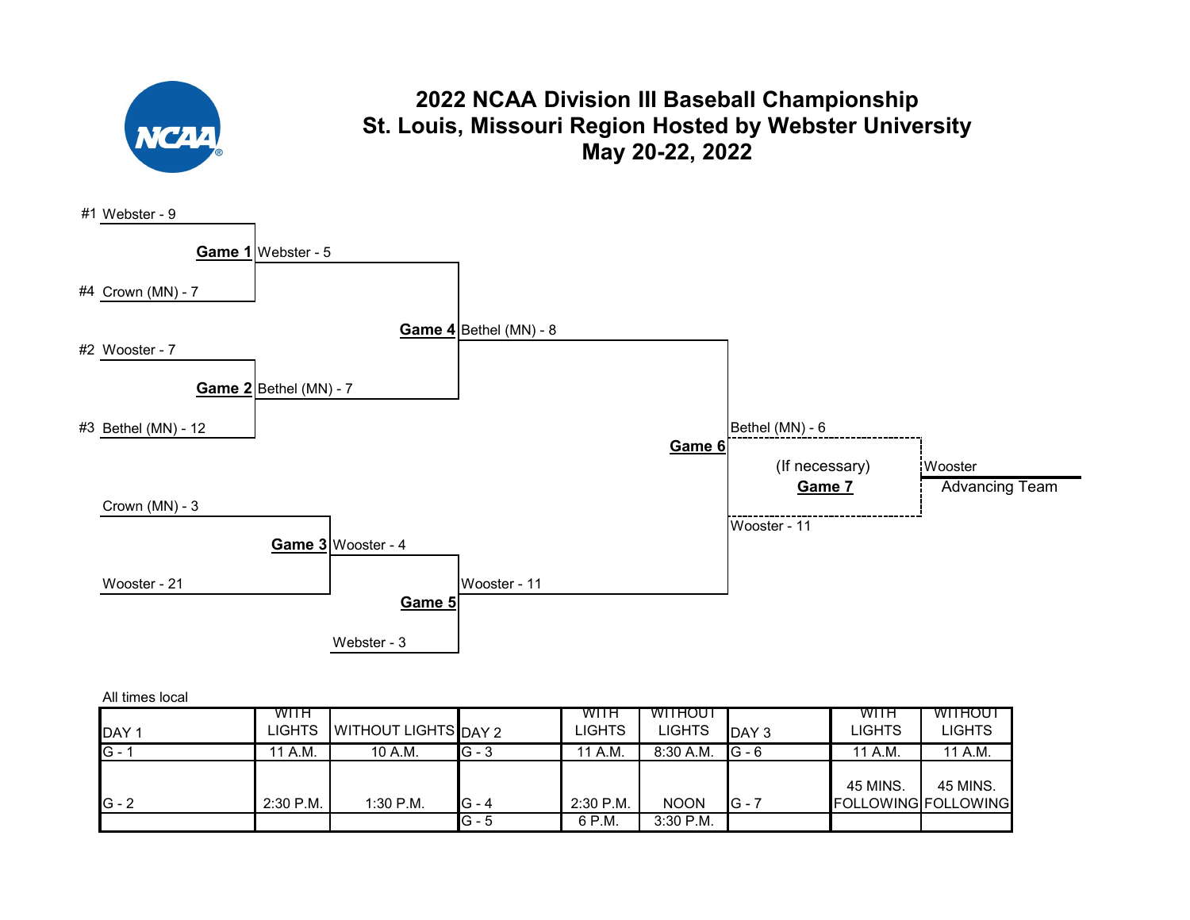# 2022 NCAA Division III Baseball Championship
# St. Louis, Missouri Region Hosted by Webster University
# May 20-22, 2022

#1 Webster - 9

**Game 1** Webster - 5

#4 Crown (MN) - 7

**Game 4** Bethel (MN) - 8

#2 Wooster - 7

**Game 2** Bethel (MN) - 7

#3 Bethel (MN) - 12

Bethel (MN) - 6

**Game 6**

(If necessary)
**Game 7**

Wooster

Advancing Team

Wooster - 11

Crown (MN) - 3

**Game 3** Wooster - 4

Wooster - 21

Wooster - 11

**Game 5**

Webster - 3

All times local

| DAY 1 | WITH LIGHTS | WITHOUT LIGHTS | DAY 2 | WITH LIGHTS | WITHOUT LIGHTS | DAY 3 | WITH LIGHTS | WITHOUT LIGHTS |
|---|---|---|---|---|---|---|---|---|
| G - 1 | 11 A.M. | 10 A.M. | G - 3 | 11 A.M. | 8:30 A.M. | G - 6 | 11 A.M. | 11 A.M. |
| G - 2 | 2:30 P.M. | 1:30 P.M. | G - 4 | 2:30 P.M. | NOON | G - 7 | 45 MINS. FOLLOWING | 45 MINS. FOLLOWING |
| | | | G - 5 | 6 P.M. | 3:30 P.M. | | | |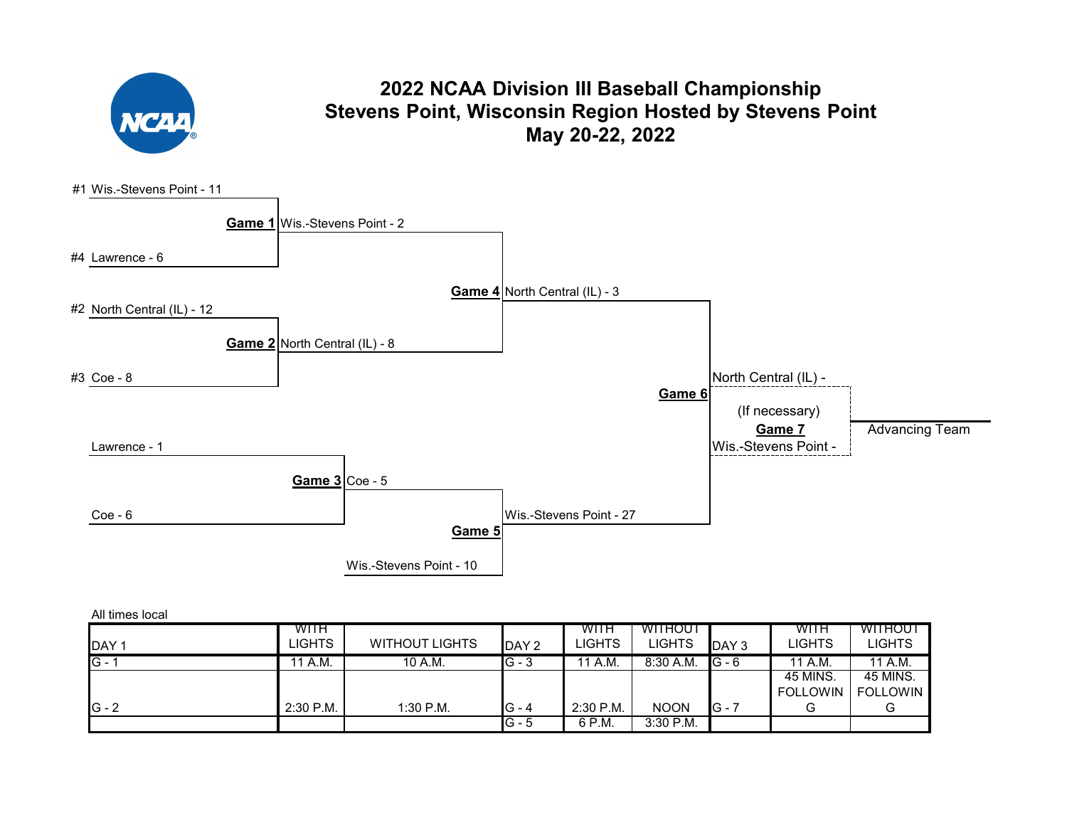# 2022 NCAA Division III Baseball Championship
## Stevens Point, Wisconsin Region Hosted by Stevens Point
## May 20-22, 2022

#1 Wis.-Stevens Point - 11

**Game 1** Wis.-Stevens Point - 2

#4 Lawrence - 6

**Game 4** North Central (IL) - 3

#2 North Central (IL) - 12

**Game 2** North Central (IL) - 8

#3 Coe - 8

North Central (IL) -

**Game 6**

(If necessary)

**Game 7**

Wis.-Stevens Point -

Advancing Team

Lawrence - 1

**Game 3** Coe - 5

Coe - 6

Wis.-Stevens Point - 27

**Game 5**

Wis.-Stevens Point - 10

All times local

| DAY 1 | WITH LIGHTS | WITHOUT LIGHTS | DAY 2 | WITH LIGHTS | WITHOUT LIGHTS | DAY 3 | WITH LIGHTS | WITHOUT LIGHTS |
|---|---|---|---|---|---|---|---|---|
| G - 1 | 11 A.M. | 10 A.M. | G - 3 | 11 A.M. | 8:30 A.M. | G - 6 | 11 A.M. | 11 A.M. |
| G - 2 | 2:30 P.M. | 1:30 P.M. | G - 4 | 2:30 P.M. | NOON | G - 7 | 45 MINS. FOLLOWING | 45 MINS. FOLLOWING |
| | | | G - 5 | 6 P.M. | 3:30 P.M. | | | |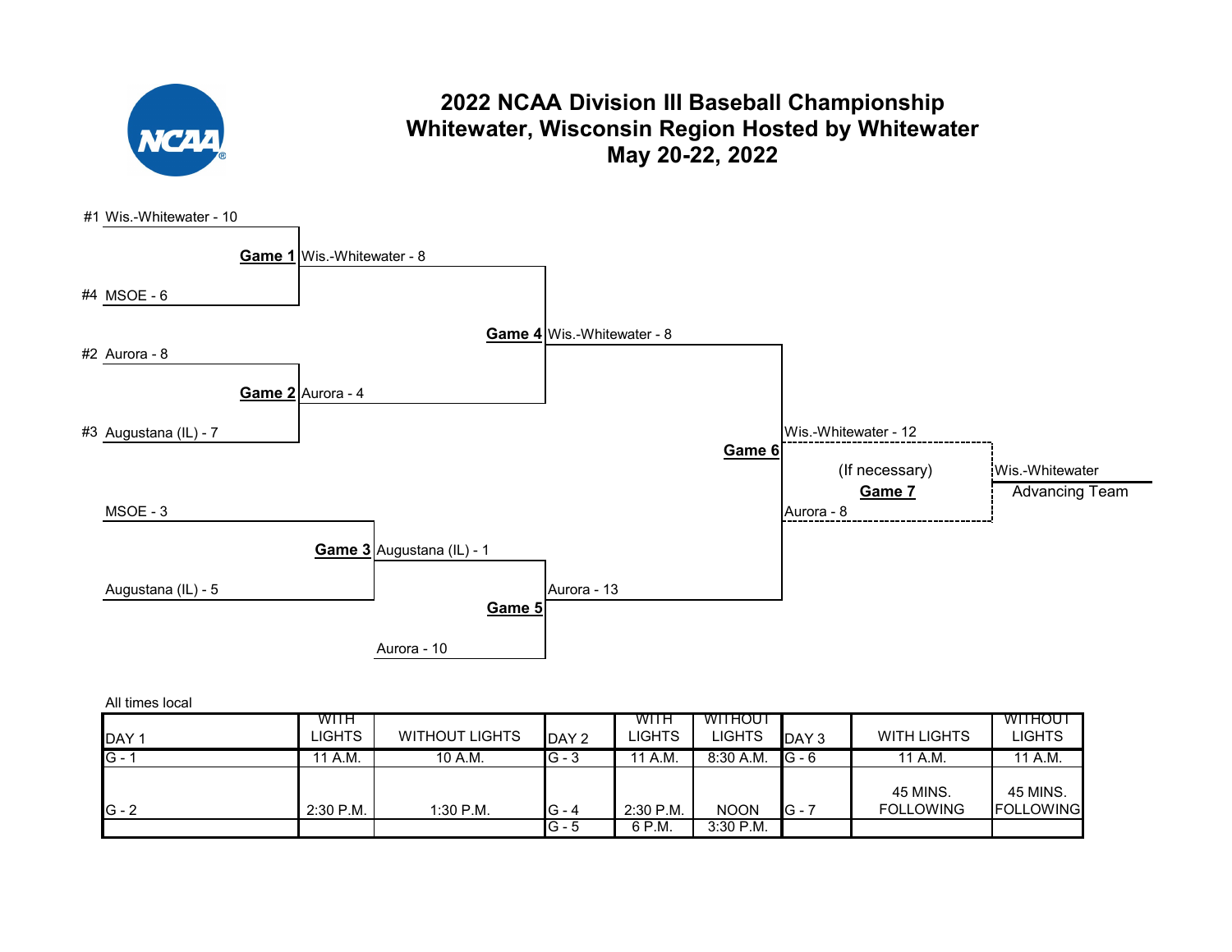# 2022 NCAA Division III Baseball Championship
## Whitewater, Wisconsin Region Hosted by Whitewater
### May 20-22, 2022

#1 Wis.-Whitewater - 10

**Game 1** Wis.-Whitewater - 8

#4 MSOE - 6

**Game 4** Wis.-Whitewater - 8

#2 Aurora - 8

**Game 2** Aurora - 4

#3 Augustana (IL) - 7

**Game 6** Wis.-Whitewater - 12

(If necessary)

**Game 7**

Wis.-Whitewater

Advancing Team

Aurora - 8

MSOE - 3

**Game 3** Augustana (IL) - 1

Augustana (IL) - 5

**Game 5** Aurora - 13

Aurora - 10

All times local

| DAY 1 | WITH LIGHTS | WITHOUT LIGHTS | DAY 2 | WITH LIGHTS | WITHOUT LIGHTS | DAY 3 | WITH LIGHTS | WITHOUT LIGHTS |
|---|---|---|---|---|---|---|---|---|
| G - 1 | 11 A.M. | 10 A.M. | G - 3 | 11 A.M. | 8:30 A.M. | G - 6 | 11 A.M. | 11 A.M. |
| G - 2 | 2:30 P.M. | 1:30 P.M. | G - 4 | 2:30 P.M. | NOON | G - 7 | 45 MINS. FOLLOWING | 45 MINS. FOLLOWING |
| | | | G - 5 | 6 P.M. | 3:30 P.M. | | | |